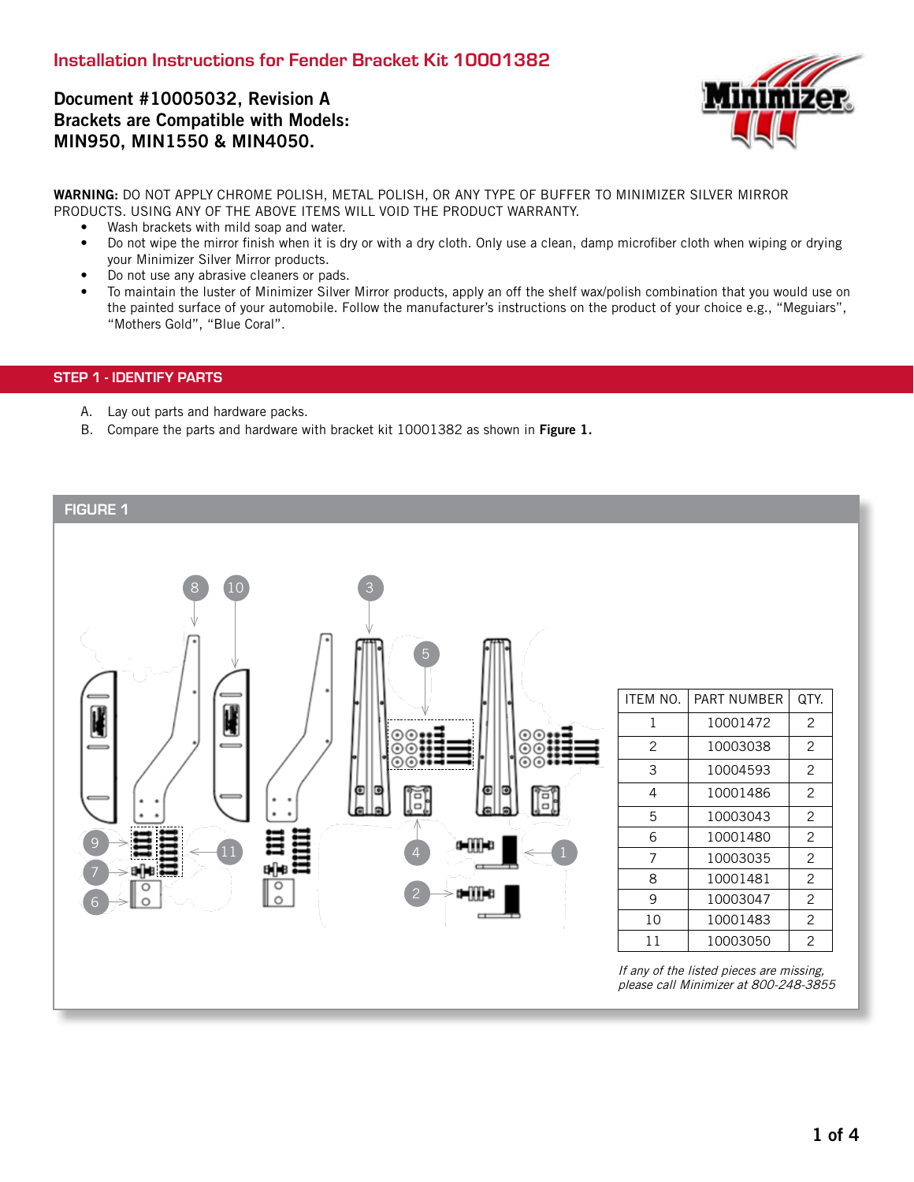# Installation Instructions for Fender Bracket Kit 10001382

**Document #10005032, Revision A**
**Brackets are Compatible with Models:**
**MIN950, MIN1550 & MIN4050.**

**WARNING:** DO NOT APPLY CHROME POLISH, METAL POLISH, OR ANY TYPE OF BUFFER TO MINIMIZER SILVER MIRROR PRODUCTS. USING ANY OF THE ABOVE ITEMS WILL VOID THE PRODUCT WARRANTY.

- Wash brackets with mild soap and water.
- Do not wipe the mirror finish when it is dry or with a dry cloth. Only use a clean, damp microfiber cloth when wiping or drying your Minimizer Silver Mirror products.
- Do not use any abrasive cleaners or pads.
- To maintain the luster of Minimizer Silver Mirror products, apply an off the shelf wax/polish combination that you would use on the painted surface of your automobile. Follow the manufacturer's instructions on the product of your choice e.g., "Meguiars", "Mothers Gold", "Blue Coral".

## STEP 1 - IDENTIFY PARTS

A. Lay out parts and hardware packs.
B. Compare the parts and hardware with bracket kit 10001382 as shown in **Figure 1.**

### FIGURE 1

| ITEM NO. | PART NUMBER | QTY. |
|---|---|---|
| 1 | 10001472 | 2 |
| 2 | 10003038 | 2 |
| 3 | 10004593 | 2 |
| 4 | 10001486 | 2 |
| 5 | 10003043 | 2 |
| 6 | 10001480 | 2 |
| 7 | 10003035 | 2 |
| 8 | 10001481 | 2 |
| 9 | 10003047 | 2 |
| 10 | 10001483 | 2 |
| 11 | 10003050 | 2 |

*If any of the listed pieces are missing, please call Minimizer at 800-248-3855*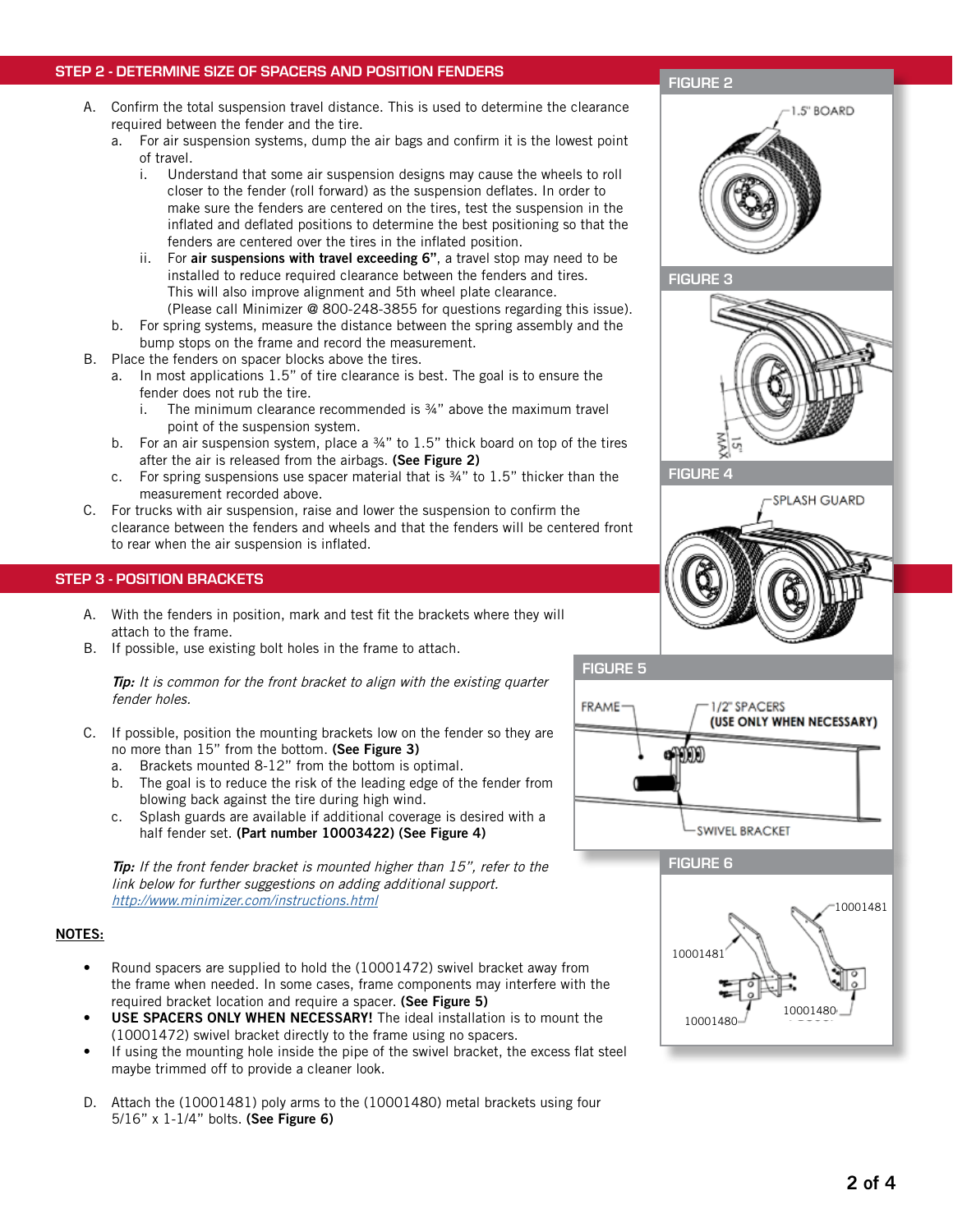## STEP 2 - DETERMINE SIZE OF SPACERS AND POSITION FENDERS

A. Confirm the total suspension travel distance. This is used to determine the clearance required between the fender and the tire.
  a. For air suspension systems, dump the air bags and confirm it is the lowest point of travel.
    i. Understand that some air suspension designs may cause the wheels to roll closer to the fender (roll forward) as the suspension deflates. In order to make sure the fenders are centered on the tires, test the suspension in the inflated and deflated positions to determine the best positioning so that the fenders are centered over the tires in the inflated position.
    ii. For **air suspensions with travel exceeding 6"**, a travel stop may need to be installed to reduce required clearance between the fenders and tires. This will also improve alignment and 5th wheel plate clearance. (Please call Minimizer @ 800-248-3855 for questions regarding this issue).
  b. For spring systems, measure the distance between the spring assembly and the bump stops on the frame and record the measurement.

B. Place the fenders on spacer blocks above the tires.
  a. In most applications 1.5" of tire clearance is best. The goal is to ensure the fender does not rub the tire.
    i. The minimum clearance recommended is ¾" above the maximum travel point of the suspension system.
  b. For an air suspension system, place a ¾" to 1.5" thick board on top of the tires after the air is released from the airbags. **(See Figure 2)**
  c. For spring suspensions use spacer material that is ¾" to 1.5" thicker than the measurement recorded above.

C. For trucks with air suspension, raise and lower the suspension to confirm the clearance between the fenders and wheels and that the fenders will be centered front to rear when the air suspension is inflated.

FIGURE 2

1.5" BOARD

FIGURE 3

15" MAX

FIGURE 4

SPLASH GUARD

## STEP 3 - POSITION BRACKETS

A. With the fenders in position, mark and test fit the brackets where they will attach to the frame.

B. If possible, use existing bolt holes in the frame to attach.

***Tip:*** *It is common for the front bracket to align with the existing quarter fender holes.*

C. If possible, position the mounting brackets low on the fender so they are no more than 15" from the bottom. **(See Figure 3)**
  a. Brackets mounted 8-12" from the bottom is optimal.
  b. The goal is to reduce the risk of the leading edge of the fender from blowing back against the tire during high wind.
  c. Splash guards are available if additional coverage is desired with a half fender set. **(Part number 10003422) (See Figure 4)**

***Tip:*** *If the front fender bracket is mounted higher than 15", refer to the link below for further suggestions on adding additional support.* http://www.minimizer.com/instructions.html

FIGURE 5

FRAME

1/2" SPACERS **(USE ONLY WHEN NECESSARY)**

SWIVEL BRACKET

**NOTES:**

- Round spacers are supplied to hold the (10001472) swivel bracket away from the frame when needed. In some cases, frame components may interfere with the required bracket location and require a spacer. **(See Figure 5)**
- **USE SPACERS ONLY WHEN NECESSARY!** The ideal installation is to mount the (10001472) swivel bracket directly to the frame using no spacers.
- If using the mounting hole inside the pipe of the swivel bracket, the excess flat steel maybe trimmed off to provide a cleaner look.

D. Attach the (10001481) poly arms to the (10001480) metal brackets using four 5/16" x 1-1/4" bolts. **(See Figure 6)**

FIGURE 6

10001481

10001481

10001480

10001480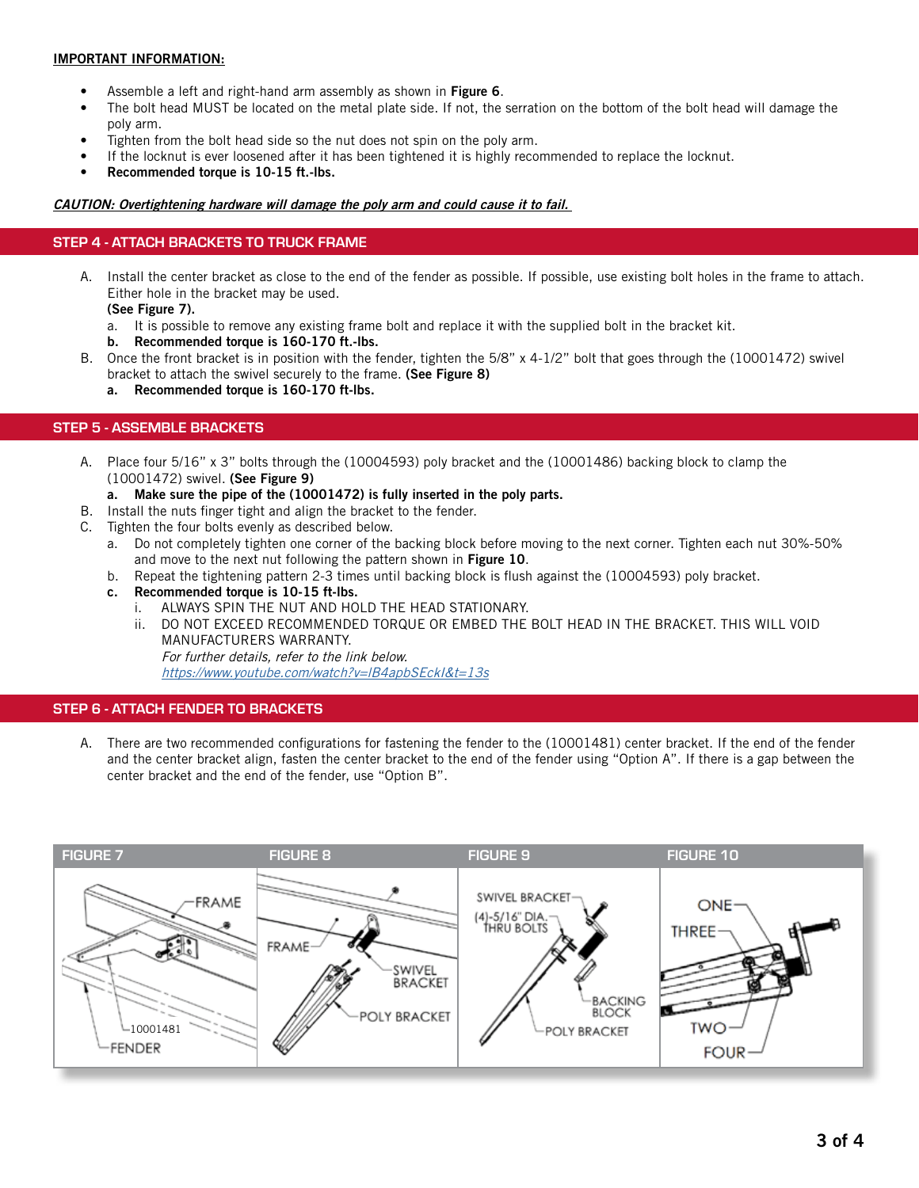**IMPORTANT INFORMATION:**

- Assemble a left and right-hand arm assembly as shown in **Figure 6**.
- The bolt head MUST be located on the metal plate side. If not, the serration on the bottom of the bolt head will damage the poly arm.
- Tighten from the bolt head side so the nut does not spin on the poly arm.
- If the locknut is ever loosened after it has been tightened it is highly recommended to replace the locknut.
- **Recommended torque is 10-15 ft.-lbs.**

***CAUTION: Overtightening hardware will damage the poly arm and could cause it to fail.***

## STEP 4 - ATTACH BRACKETS TO TRUCK FRAME

A. Install the center bracket as close to the end of the fender as possible. If possible, use existing bolt holes in the frame to attach. Either hole in the bracket may be used.
   **(See Figure 7).**
   a. It is possible to remove any existing frame bolt and replace it with the supplied bolt in the bracket kit.
   **b. Recommended torque is 160-170 ft.-lbs.**

B. Once the front bracket is in position with the fender, tighten the 5/8" x 4-1/2" bolt that goes through the (10001472) swivel bracket to attach the swivel securely to the frame. **(See Figure 8)**
   **a. Recommended torque is 160-170 ft-lbs.**

## STEP 5 - ASSEMBLE BRACKETS

A. Place four 5/16" x 3" bolts through the (10004593) poly bracket and the (10001486) backing block to clamp the (10001472) swivel. **(See Figure 9)**
   **a. Make sure the pipe of the (10001472) is fully inserted in the poly parts.**

B. Install the nuts finger tight and align the bracket to the fender.

C. Tighten the four bolts evenly as described below.
   a. Do not completely tighten one corner of the backing block before moving to the next corner. Tighten each nut 30%-50% and move to the next nut following the pattern shown in **Figure 10**.
   b. Repeat the tightening pattern 2-3 times until backing block is flush against the (10004593) poly bracket.
   **c. Recommended torque is 10-15 ft-lbs.**
      i. ALWAYS SPIN THE NUT AND HOLD THE HEAD STATIONARY.
      ii. DO NOT EXCEED RECOMMENDED TORQUE OR EMBED THE BOLT HEAD IN THE BRACKET. THIS WILL VOID MANUFACTURERS WARRANTY.
      *For further details, refer to the link below.*
      *https://www.youtube.com/watch?v=IB4apbSEckI&t=13s*

## STEP 6 - ATTACH FENDER TO BRACKETS

A. There are two recommended configurations for fastening the fender to the (10001481) center bracket. If the end of the fender and the center bracket align, fasten the center bracket to the end of the fender using "Option A". If there is a gap between the center bracket and the end of the fender, use "Option B".

| FIGURE 7 | FIGURE 8 | FIGURE 9 | FIGURE 10 |
|---|---|---|---|
| FRAME, 10001481, FENDER | FRAME, SWIVEL BRACKET, POLY BRACKET | SWIVEL BRACKET, (4)-5/16" DIA. THRU BOLTS, BACKING BLOCK, POLY BRACKET | ONE, THREE, TWO, FOUR |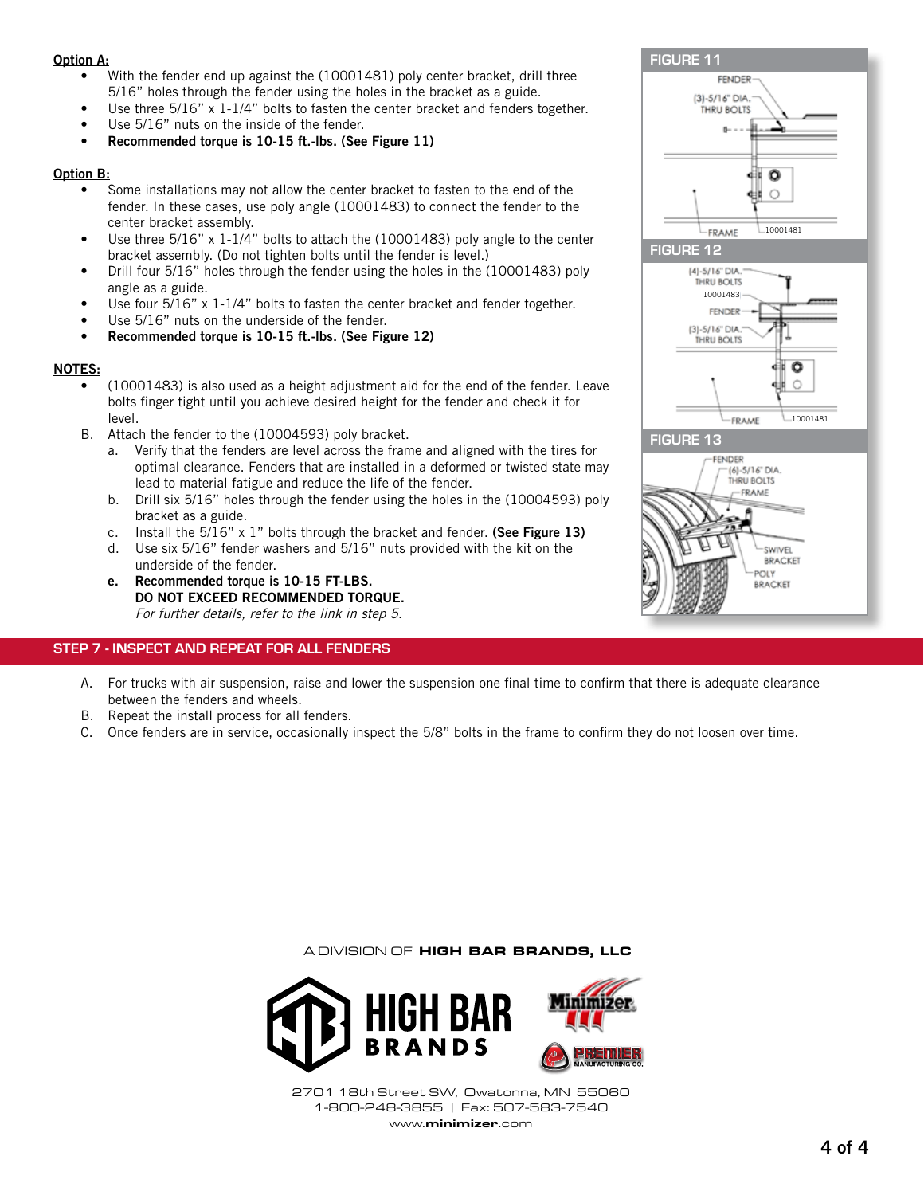**Option A:**

- With the fender end up against the (10001481) poly center bracket, drill three 5/16" holes through the fender using the holes in the bracket as a guide.
- Use three 5/16" x 1-1/4" bolts to fasten the center bracket and fenders together.
- Use 5/16" nuts on the inside of the fender.
- **Recommended torque is 10-15 ft.-lbs. (See Figure 11)**

**Option B:**

- Some installations may not allow the center bracket to fasten to the end of the fender. In these cases, use poly angle (10001483) to connect the fender to the center bracket assembly.
- Use three 5/16" x 1-1/4" bolts to attach the (10001483) poly angle to the center bracket assembly. (Do not tighten bolts until the fender is level.)
- Drill four 5/16" holes through the fender using the holes in the (10001483) poly angle as a guide.
- Use four 5/16" x 1-1/4" bolts to fasten the center bracket and fender together.
- Use 5/16" nuts on the underside of the fender.
- **Recommended torque is 10-15 ft.-lbs. (See Figure 12)**

**NOTES:**

- (10001483) is also used as a height adjustment aid for the end of the fender. Leave bolts finger tight until you achieve desired height for the fender and check it for level.

B. Attach the fender to the (10004593) poly bracket.
   a. Verify that the fenders are level across the frame and aligned with the tires for optimal clearance. Fenders that are installed in a deformed or twisted state may lead to material fatigue and reduce the life of the fender.
   b. Drill six 5/16" holes through the fender using the holes in the (10004593) poly bracket as a guide.
   c. Install the 5/16" x 1" bolts through the bracket and fender. **(See Figure 13)**
   d. Use six 5/16" fender washers and 5/16" nuts provided with the kit on the underside of the fender.
   **e. Recommended torque is 10-15 FT-LBS.**
   **DO NOT EXCEED RECOMMENDED TORQUE.**
   *For further details, refer to the link in step 5.*

FIGURE 11

FENDER
(3)-5/16" DIA. THRU BOLTS
FRAME
10001481

FIGURE 12

(4)-5/16" DIA. THRU BOLTS
10001483
FENDER
(3)-5/16" DIA. THRU BOLTS
FRAME
10001481

FIGURE 13

FENDER
(6)-5/16" DIA. THRU BOLTS
FRAME
SWIVEL BRACKET
POLY BRACKET

## STEP 7 - INSPECT AND REPEAT FOR ALL FENDERS

A. For trucks with air suspension, raise and lower the suspension one final time to confirm that there is adequate clearance between the fenders and wheels.
B. Repeat the install process for all fenders.
C. Once fenders are in service, occasionally inspect the 5/8" bolts in the frame to confirm they do not loosen over time.

A DIVISION OF **HIGH BAR BRANDS, LLC**

HIGH BAR BRANDS

Minimizer

PREMIER MANUFACTURING CO.

2701 18th Street SW, Owatonna, MN 55060
1-800-248-3855 | Fax: 507-583-7540
www.**minimizer**.com